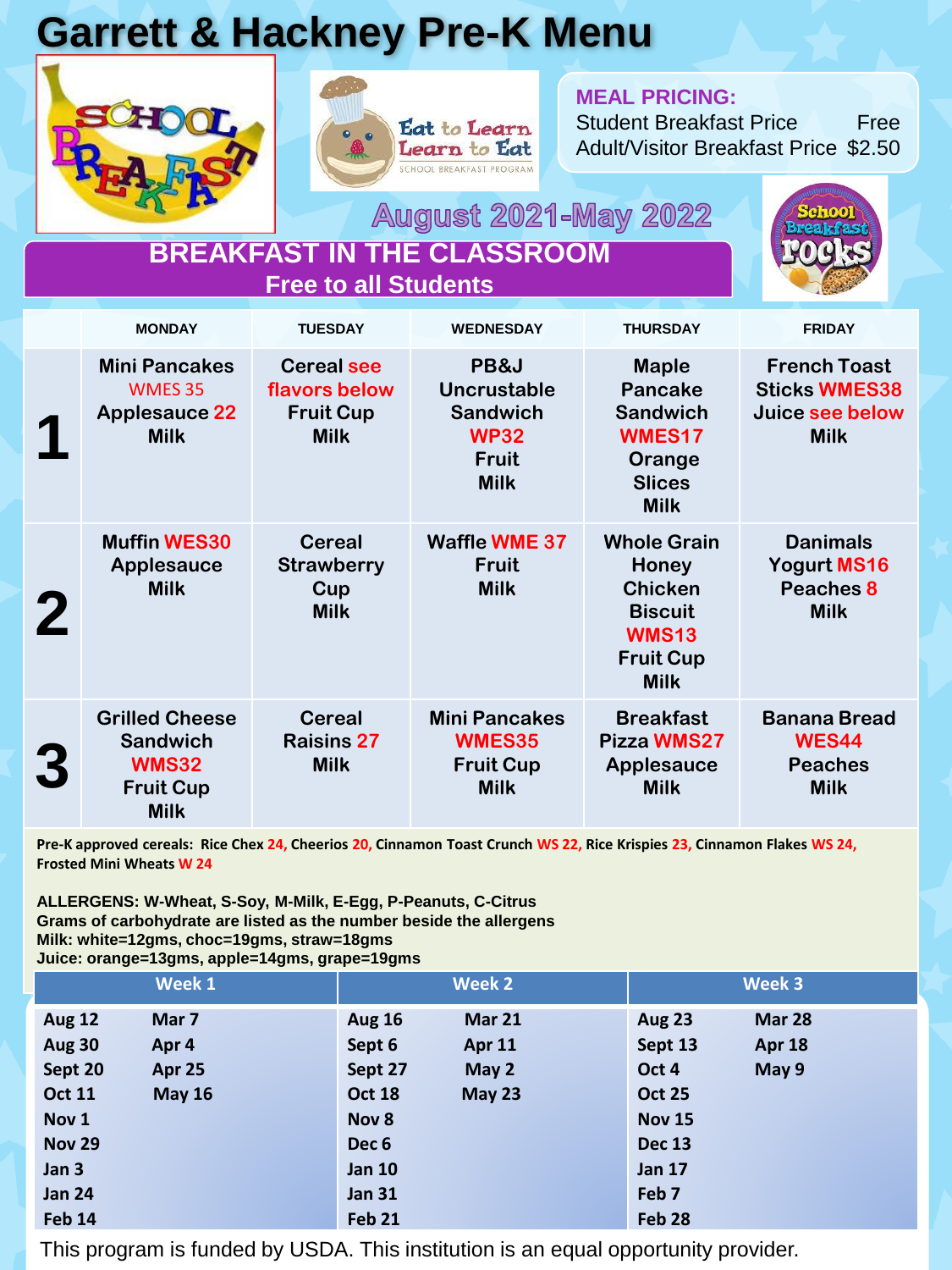# Garrett & Hackney Pre-K Menu

**MEAL PRICING:**
Student Breakfast Price Free
Adult/Visitor Breakfast Price $2.50

## August 2021-May 2022

## BREAKFAST IN THE CLASSROOM
### Free to all Students

| | MONDAY | TUESDAY | WEDNESDAY | THURSDAY | FRIDAY |
|---|---|---|---|---|---|
| **1** | Mini Pancakes WMES 35 Applesauce 22 Milk | Cereal see flavors below Fruit Cup Milk | PB&J Uncrustable Sandwich WP32 Fruit Milk | Maple Pancake Sandwich WMES17 Orange Slices Milk | French Toast Sticks WMES38 Juice see below Milk |
| **2** | Muffin WES30 Applesauce Milk | Cereal Strawberry Cup Milk | Waffle WME 37 Fruit Milk | Whole Grain Honey Chicken Biscuit WMS13 Fruit Cup Milk | Danimals Yogurt MS16 Peaches 8 Milk |
| **3** | Grilled Cheese Sandwich WMS32 Fruit Cup Milk | Cereal Raisins 27 Milk | Mini Pancakes WMES35 Fruit Cup Milk | Breakfast Pizza WMS27 Applesauce Milk | Banana Bread WES44 Peaches Milk |

**Pre-K approved cereals:** Rice Chex 24, Cheerios 20, Cinnamon Toast Crunch WS 22, Rice Krispies 23, Cinnamon Flakes WS 24, Frosted Mini Wheats W 24

**ALLERGENS: W-Wheat, S-Soy, M-Milk, E-Egg, P-Peanuts, C-Citrus**
**Grams of carbohydrate are listed as the number beside the allergens**
**Milk: white=12gms, choc=19gms, straw=18gms**
**Juice: orange=13gms, apple=14gms, grape=19gms**

| Week 1 | | Week 2 | | Week 3 | |
|---|---|---|---|---|---|
| Aug 12 | Mar 7 | Aug 16 | Mar 21 | Aug 23 | Mar 28 |
| Aug 30 | Apr 4 | Sept 6 | Apr 11 | Sept 13 | Apr 18 |
| Sept 20 | Apr 25 | Sept 27 | May 2 | Oct 4 | May 9 |
| Oct 11 | May 16 | Oct 18 | May 23 | Oct 25 | |
| Nov 1 | | Nov 8 | | Nov 15 | |
| Nov 29 | | Dec 6 | | Dec 13 | |
| Jan 3 | | Jan 10 | | Jan 17 | |
| Jan 24 | | Jan 31 | | Feb 7 | |
| Feb 14 | | Feb 21 | | Feb 28 | |

This program is funded by USDA. This institution is an equal opportunity provider.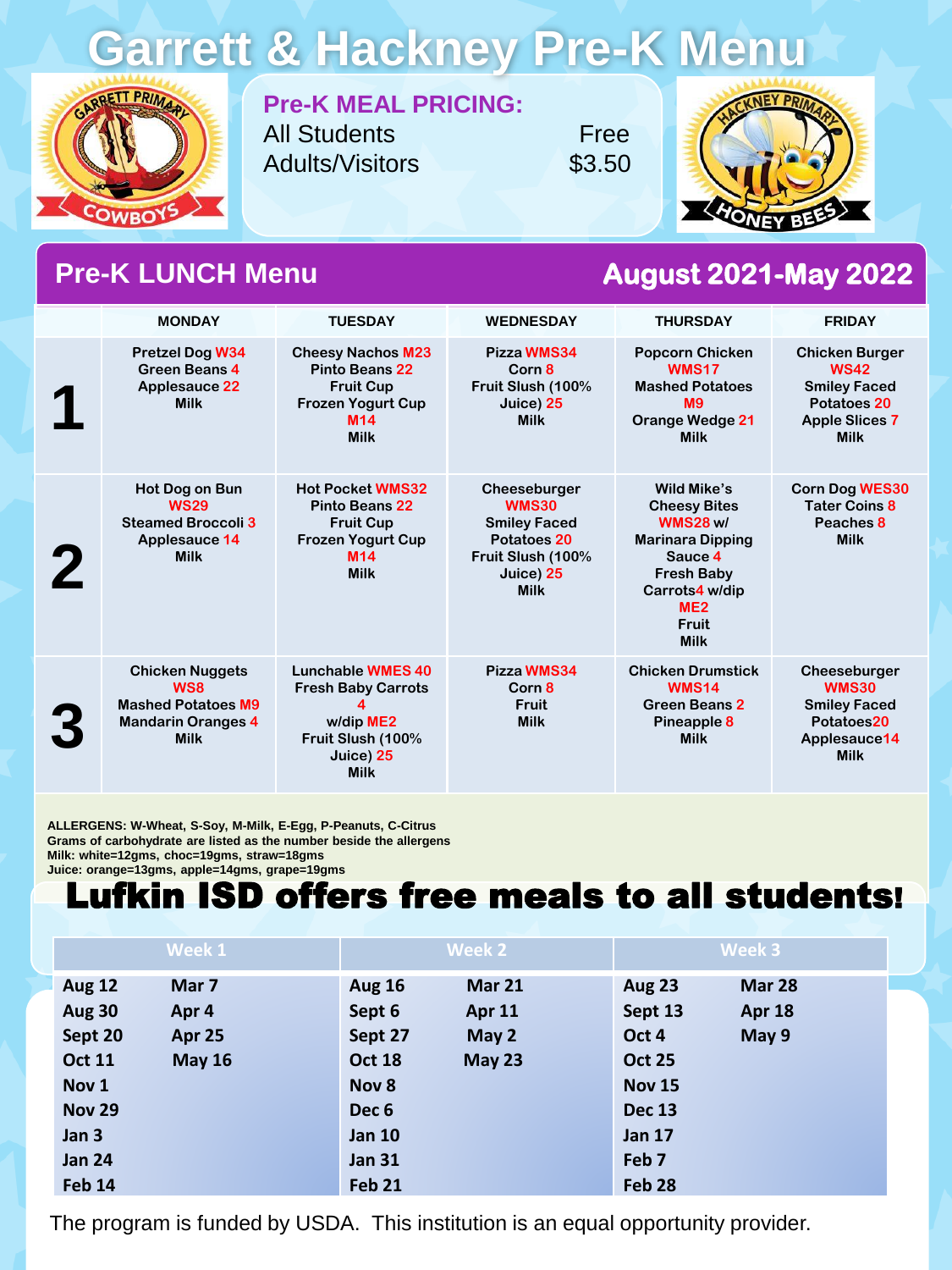# Garrett & Hackney Pre-K Menu

**Pre-K MEAL PRICING:**

| | |
|---|---|
| All Students | Free |
| Adults/Visitors | $3.50 |

## Pre-K LUNCH Menu — August 2021-May 2022

| | MONDAY | TUESDAY | WEDNESDAY | THURSDAY | FRIDAY |
|---|---|---|---|---|---|
| **1** | Pretzel Dog W34<br>Green Beans 4<br>Applesauce 22<br>Milk | Cheesy Nachos M23<br>Pinto Beans 22<br>Fruit Cup<br>Frozen Yogurt Cup M14<br>Milk | Pizza WMS34<br>Corn 8<br>Fruit Slush (100% Juice) 25<br>Milk | Popcorn Chicken WMS17<br>Mashed Potatoes M9<br>Orange Wedge 21<br>Milk | Chicken Burger WS42<br>Smiley Faced Potatoes 20<br>Apple Slices 7<br>Milk |
| **2** | Hot Dog on Bun WS29<br>Steamed Broccoli 3<br>Applesauce 14<br>Milk | Hot Pocket WMS32<br>Pinto Beans 22<br>Fruit Cup<br>Frozen Yogurt Cup M14<br>Milk | Cheeseburger WMS30<br>Smiley Faced Potatoes 20<br>Fruit Slush (100% Juice) 25<br>Milk | Wild Mike's Cheesy Bites WMS28 w/ Marinara Dipping Sauce 4<br>Fresh Baby Carrots4 w/dip ME2<br>Fruit<br>Milk | Corn Dog WES30<br>Tater Coins 8<br>Peaches 8<br>Milk |
| **3** | Chicken Nuggets WS8<br>Mashed Potatoes M9<br>Mandarin Oranges 4<br>Milk | Lunchable WMES 40<br>Fresh Baby Carrots 4 w/dip ME2<br>Fruit Slush (100% Juice) 25<br>Milk | Pizza WMS34<br>Corn 8<br>Fruit<br>Milk | Chicken Drumstick WMS14<br>Green Beans 2<br>Pineapple 8<br>Milk | Cheeseburger WMS30<br>Smiley Faced Potatoes20<br>Applesauce14<br>Milk |

**ALLERGENS: W-Wheat, S-Soy, M-Milk, E-Egg, P-Peanuts, C-Citrus**
**Grams of carbohydrate are listed as the number beside the allergens**
**Milk: white=12gms, choc=19gms, straw=18gms**
**Juice: orange=13gms, apple=14gms, grape=19gms**

# Lufkin ISD offers free meals to all students!

| Week 1 | | Week 2 | | Week 3 | |
|---|---|---|---|---|---|
| Aug 12 | Mar 7 | Aug 16 | Mar 21 | Aug 23 | Mar 28 |
| Aug 30 | Apr 4 | Sept 6 | Apr 11 | Sept 13 | Apr 18 |
| Sept 20 | Apr 25 | Sept 27 | May 2 | Oct 4 | May 9 |
| Oct 11 | May 16 | Oct 18 | May 23 | Oct 25 | |
| Nov 1 | | Nov 8 | | Nov 15 | |
| Nov 29 | | Dec 6 | | Dec 13 | |
| Jan 3 | | Jan 10 | | Jan 17 | |
| Jan 24 | | Jan 31 | | Feb 7 | |
| Feb 14 | | Feb 21 | | Feb 28 | |

The program is funded by USDA. This institution is an equal opportunity provider.